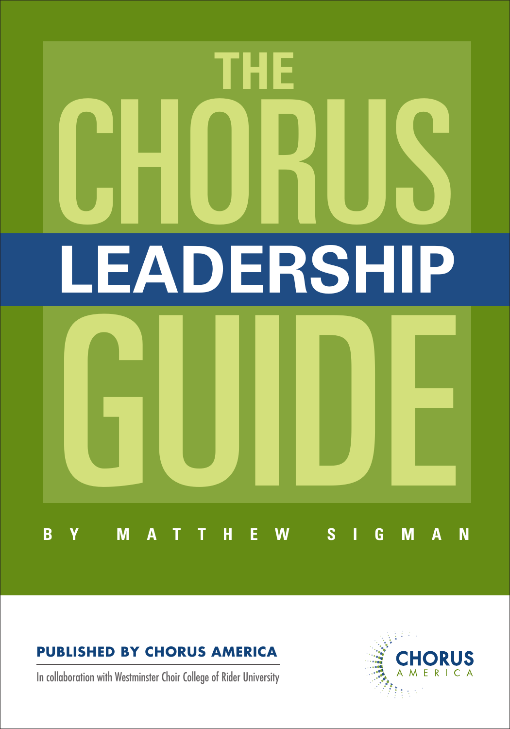# THE CHORUS LEADERSHIP GUIDE

BY MATTHEW SIGMAN

**PUBLISHED BY CHORUS AMERICA**

In collaboration with Westminster Choir College of Rider University

CHORUS AMERICA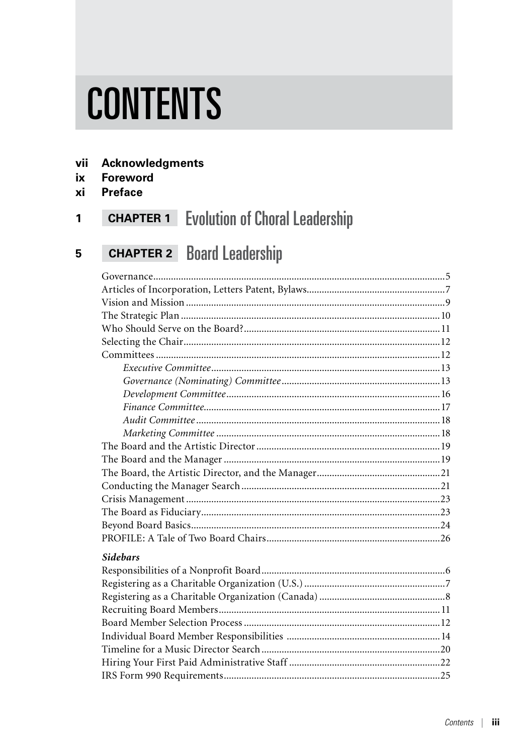# CONTENTS

**vii Acknowledgments**
**ix Foreword**
**xi Preface**

## 1 CHAPTER 1 Evolution of Choral Leadership

## 5 CHAPTER 2 Board Leadership

Governance....5
Articles of Incorporation, Letters Patent, Bylaws....7
Vision and Mission....9
The Strategic Plan....10
Who Should Serve on the Board?....11
Selecting the Chair....12
Committees....12
- *Executive Committee*....13
- *Governance (Nominating) Committee*....13
- *Development Committee*....16
- *Finance Committee*....17
- *Audit Committee*....18
- *Marketing Committee*....18

The Board and the Artistic Director....19
The Board and the Manager....19
The Board, the Artistic Director, and the Manager....21
Conducting the Manager Search....21
Crisis Management....23
The Board as Fiduciary....23
Beyond Board Basics....24
PROFILE: A Tale of Two Board Chairs....26

***Sidebars***

Responsibilities of a Nonprofit Board....6
Registering as a Charitable Organization (U.S.)....7
Registering as a Charitable Organization (Canada)....8
Recruiting Board Members....11
Board Member Selection Process....12
Individual Board Member Responsibilities....14
Timeline for a Music Director Search....20
Hiring Your First Paid Administrative Staff....22
IRS Form 990 Requirements....25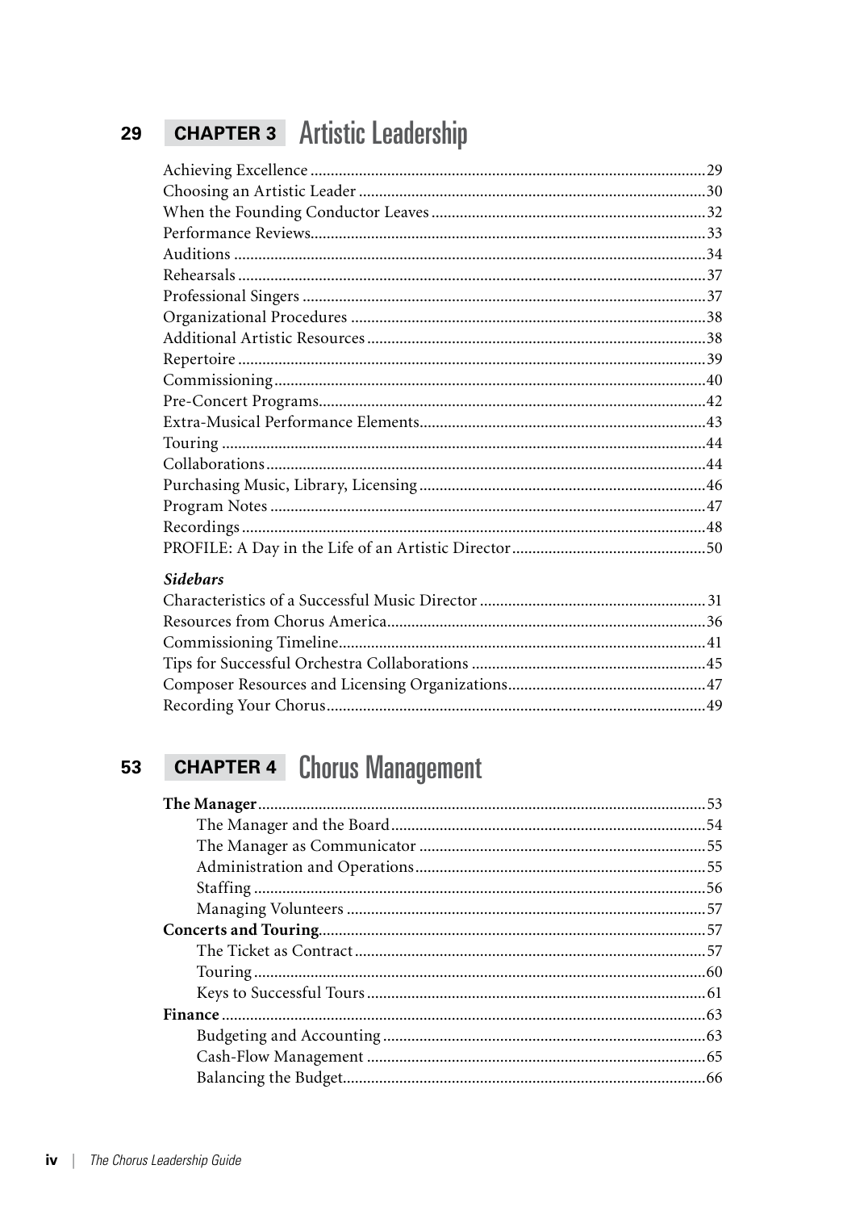## 29 CHAPTER 3 Artistic Leadership

Achieving Excellence ....29
Choosing an Artistic Leader ....30
When the Founding Conductor Leaves ....32
Performance Reviews....33
Auditions ....34
Rehearsals ....37
Professional Singers ....37
Organizational Procedures ....38
Additional Artistic Resources ....38
Repertoire ....39
Commissioning ....40
Pre-Concert Programs....42
Extra-Musical Performance Elements....43
Touring ....44
Collaborations ....44
Purchasing Music, Library, Licensing ....46
Program Notes ....47
Recordings ....48
PROFILE: A Day in the Life of an Artistic Director ....50

***Sidebars***

Characteristics of a Successful Music Director ....31
Resources from Chorus America....36
Commissioning Timeline....41
Tips for Successful Orchestra Collaborations ....45
Composer Resources and Licensing Organizations....47
Recording Your Chorus....49

## 53 CHAPTER 4 Chorus Management

**The Manager** ....53
- The Manager and the Board ....54
- The Manager as Communicator ....55
- Administration and Operations....55
- Staffing ....56
- Managing Volunteers ....57

**Concerts and Touring**....57
- The Ticket as Contract....57
- Touring ....60
- Keys to Successful Tours ....61

**Finance** ....63
- Budgeting and Accounting ....63
- Cash-Flow Management ....65
- Balancing the Budget....66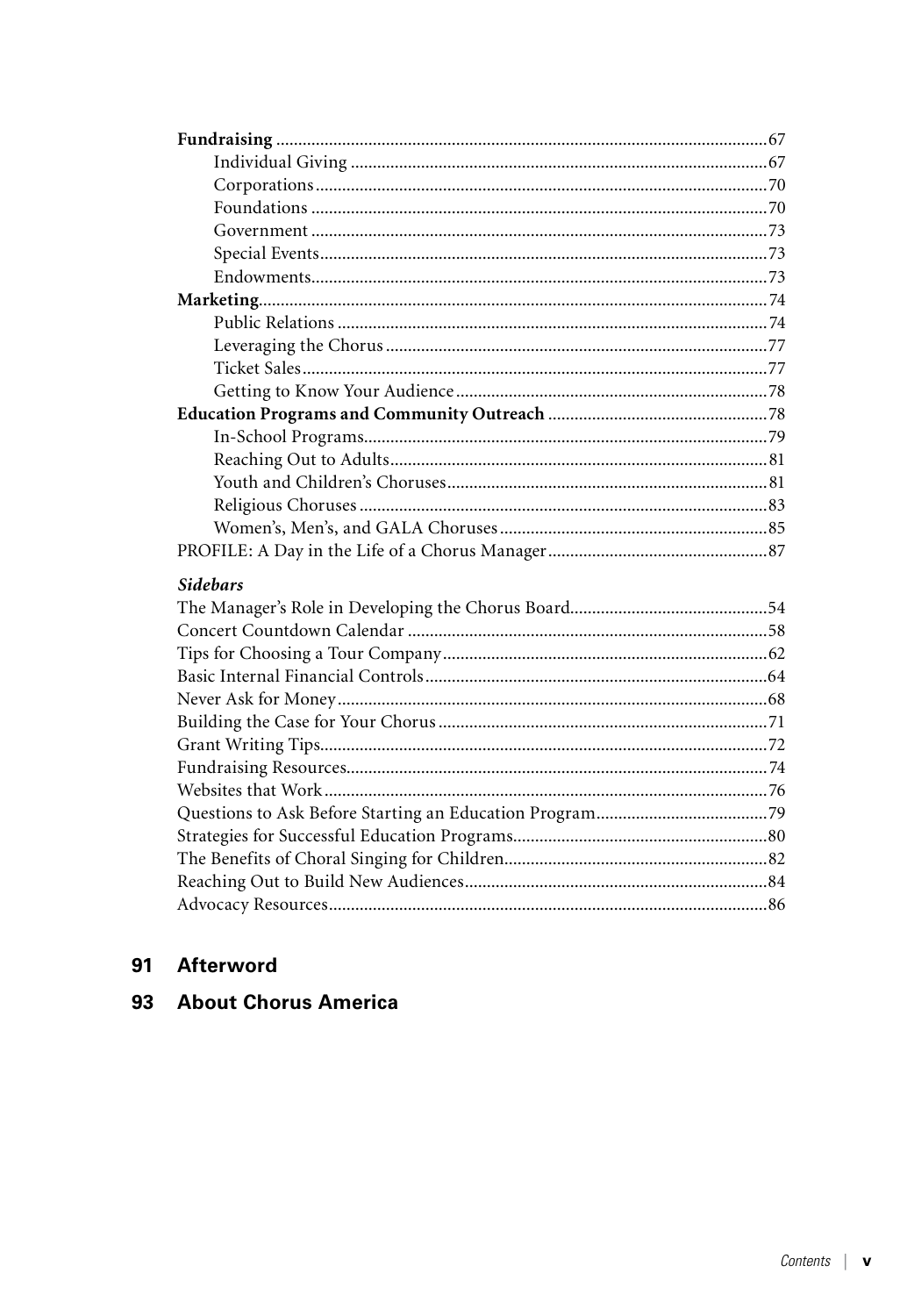**Fundraising** ... 67
- Individual Giving ... 67
- Corporations ... 70
- Foundations ... 70
- Government ... 73
- Special Events ... 73
- Endowments ... 73

**Marketing** ... 74
- Public Relations ... 74
- Leveraging the Chorus ... 77
- Ticket Sales ... 77
- Getting to Know Your Audience ... 78

**Education Programs and Community Outreach** ... 78
- In-School Programs ... 79
- Reaching Out to Adults ... 81
- Youth and Children's Choruses ... 81
- Religious Choruses ... 83
- Women's, Men's, and GALA Choruses ... 85

PROFILE: A Day in the Life of a Chorus Manager ... 87

***Sidebars***

- The Manager's Role in Developing the Chorus Board ... 54
- Concert Countdown Calendar ... 58
- Tips for Choosing a Tour Company ... 62
- Basic Internal Financial Controls ... 64
- Never Ask for Money ... 68
- Building the Case for Your Chorus ... 71
- Grant Writing Tips ... 72
- Fundraising Resources ... 74
- Websites that Work ... 76
- Questions to Ask Before Starting an Education Program ... 79
- Strategies for Successful Education Programs ... 80
- The Benefits of Choral Singing for Children ... 82
- Reaching Out to Build New Audiences ... 84
- Advocacy Resources ... 86

**91 Afterword**

**93 About Chorus America**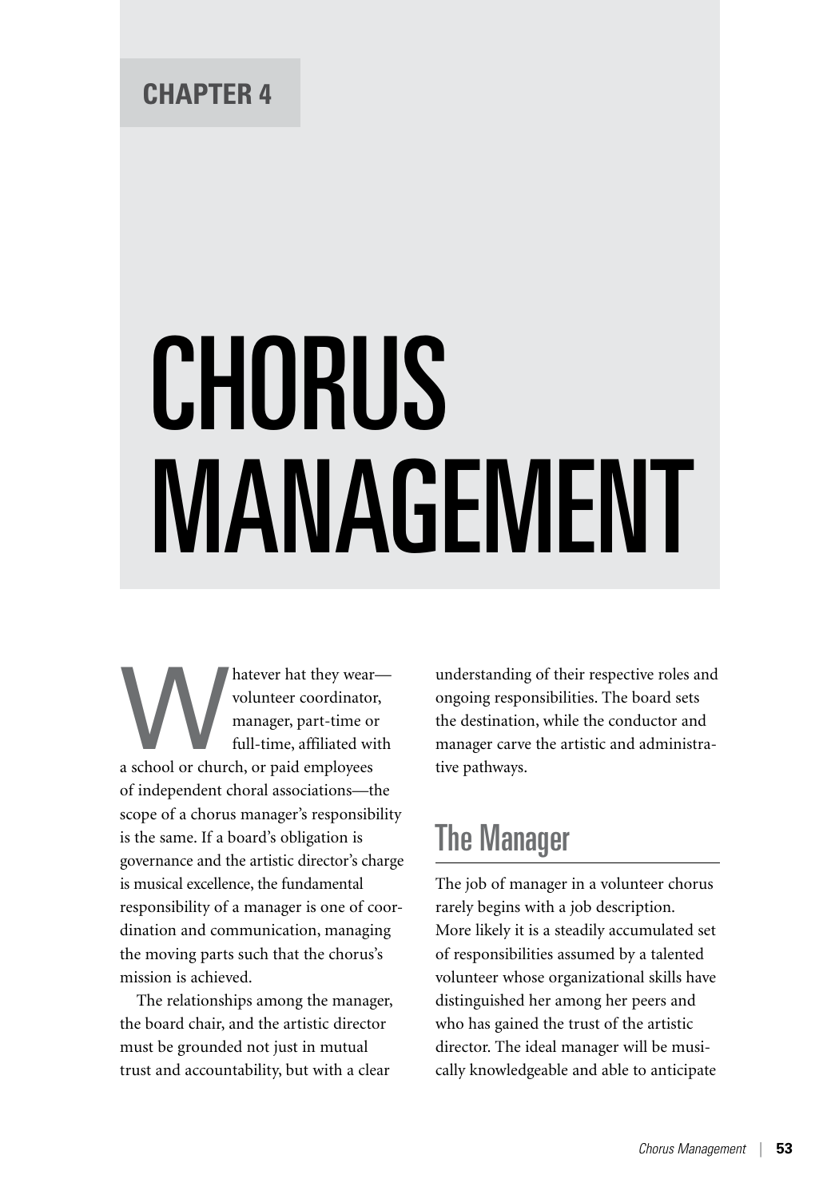CHAPTER 4

# CHORUS MANAGEMENT

Whatever hat they wear—volunteer coordinator, manager, part-time or full-time, affiliated with a school or church, or paid employees of independent choral associations—the scope of a chorus manager's responsibility is the same. If a board's obligation is governance and the artistic director's charge is musical excellence, the fundamental responsibility of a manager is one of coordination and communication, managing the moving parts such that the chorus's mission is achieved.

The relationships among the manager, the board chair, and the artistic director must be grounded not just in mutual trust and accountability, but with a clear understanding of their respective roles and ongoing responsibilities. The board sets the destination, while the conductor and manager carve the artistic and administrative pathways.

## The Manager

The job of manager in a volunteer chorus rarely begins with a job description. More likely it is a steadily accumulated set of responsibilities assumed by a talented volunteer whose organizational skills have distinguished her among her peers and who has gained the trust of the artistic director. The ideal manager will be musically knowledgeable and able to anticipate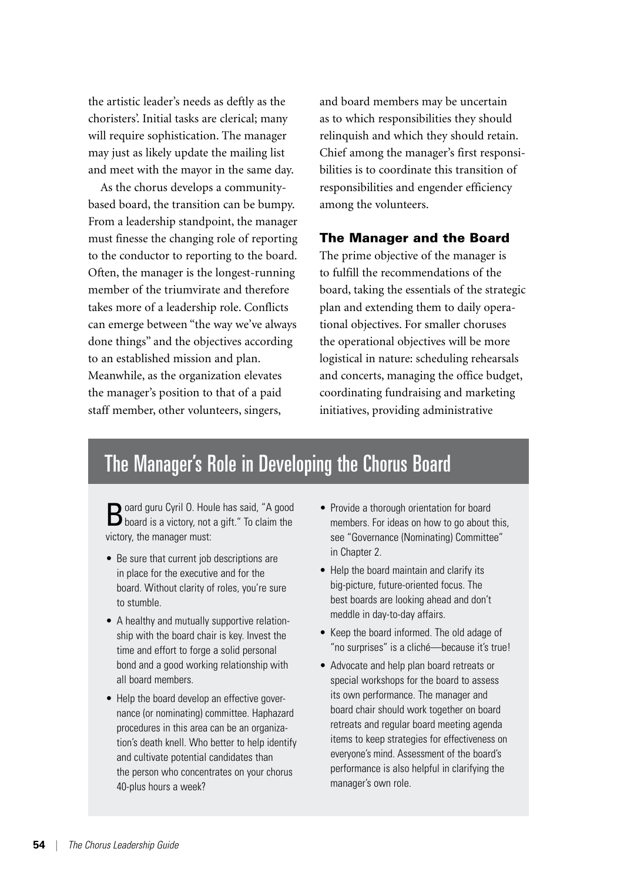the artistic leader's needs as deftly as the choristers'. Initial tasks are clerical; many will require sophistication. The manager may just as likely update the mailing list and meet with the mayor in the same day.

As the chorus develops a community-based board, the transition can be bumpy. From a leadership standpoint, the manager must finesse the changing role of reporting to the conductor to reporting to the board. Often, the manager is the longest-running member of the triumvirate and therefore takes more of a leadership role. Conflicts can emerge between "the way we've always done things" and the objectives according to an established mission and plan. Meanwhile, as the organization elevates the manager's position to that of a paid staff member, other volunteers, singers, and board members may be uncertain as to which responsibilities they should relinquish and which they should retain. Chief among the manager's first responsibilities is to coordinate this transition of responsibilities and engender efficiency among the volunteers.

### The Manager and the Board

The prime objective of the manager is to fulfill the recommendations of the board, taking the essentials of the strategic plan and extending them to daily operational objectives. For smaller choruses the operational objectives will be more logistical in nature: scheduling rehearsals and concerts, managing the office budget, coordinating fundraising and marketing initiatives, providing administrative

## The Manager's Role in Developing the Chorus Board

Board guru Cyril O. Houle has said, "A good board is a victory, not a gift." To claim the victory, the manager must:

- Be sure that current job descriptions are in place for the executive and for the board. Without clarity of roles, you're sure to stumble.
- A healthy and mutually supportive relationship with the board chair is key. Invest the time and effort to forge a solid personal bond and a good working relationship with all board members.
- Help the board develop an effective governance (or nominating) committee. Haphazard procedures in this area can be an organization's death knell. Who better to help identify and cultivate potential candidates than the person who concentrates on your chorus 40-plus hours a week?
- Provide a thorough orientation for board members. For ideas on how to go about this, see "Governance (Nominating) Committee" in Chapter 2.
- Help the board maintain and clarify its big-picture, future-oriented focus. The best boards are looking ahead and don't meddle in day-to-day affairs.
- Keep the board informed. The old adage of "no surprises" is a cliché—because it's true!
- Advocate and help plan board retreats or special workshops for the board to assess its own performance. The manager and board chair should work together on board retreats and regular board meeting agenda items to keep strategies for effectiveness on everyone's mind. Assessment of the board's performance is also helpful in clarifying the manager's own role.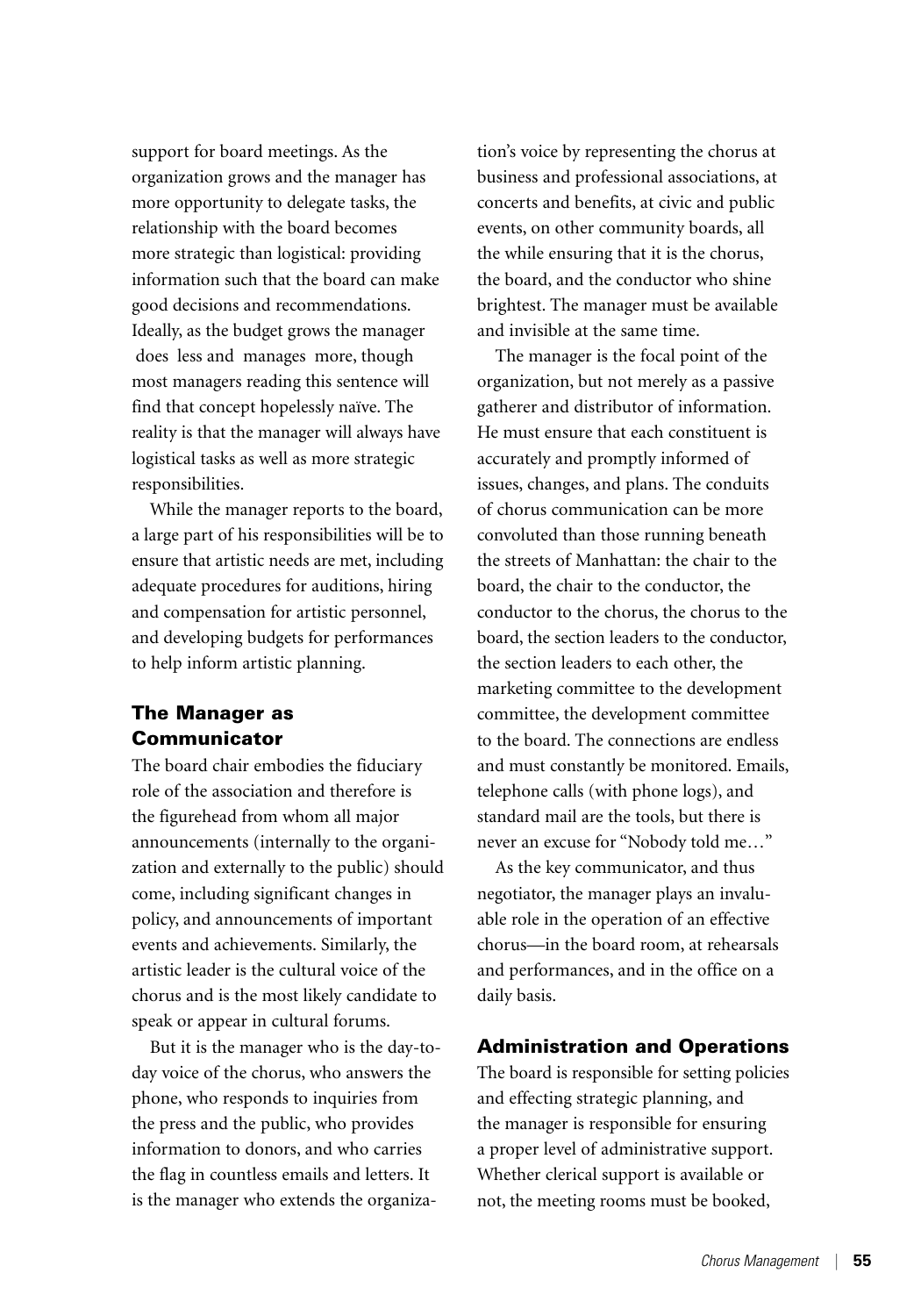support for board meetings. As the organization grows and the manager has more opportunity to delegate tasks, the relationship with the board becomes more strategic than logistical: providing information such that the board can make good decisions and recommendations. Ideally, as the budget grows the manager does less and manages more, though most managers reading this sentence will find that concept hopelessly naïve. The reality is that the manager will always have logistical tasks as well as more strategic responsibilities.

While the manager reports to the board, a large part of his responsibilities will be to ensure that artistic needs are met, including adequate procedures for auditions, hiring and compensation for artistic personnel, and developing budgets for performances to help inform artistic planning.

### The Manager as Communicator

The board chair embodies the fiduciary role of the association and therefore is the figurehead from whom all major announcements (internally to the organization and externally to the public) should come, including significant changes in policy, and announcements of important events and achievements. Similarly, the artistic leader is the cultural voice of the chorus and is the most likely candidate to speak or appear in cultural forums.

But it is the manager who is the day-to-day voice of the chorus, who answers the phone, who responds to inquiries from the press and the public, who provides information to donors, and who carries the flag in countless emails and letters. It is the manager who extends the organization's voice by representing the chorus at business and professional associations, at concerts and benefits, at civic and public events, on other community boards, all the while ensuring that it is the chorus, the board, and the conductor who shine brightest. The manager must be available and invisible at the same time.

The manager is the focal point of the organization, but not merely as a passive gatherer and distributor of information. He must ensure that each constituent is accurately and promptly informed of issues, changes, and plans. The conduits of chorus communication can be more convoluted than those running beneath the streets of Manhattan: the chair to the board, the chair to the conductor, the conductor to the chorus, the chorus to the board, the section leaders to the conductor, the section leaders to each other, the marketing committee to the development committee, the development committee to the board. The connections are endless and must constantly be monitored. Emails, telephone calls (with phone logs), and standard mail are the tools, but there is never an excuse for "Nobody told me…"

As the key communicator, and thus negotiator, the manager plays an invaluable role in the operation of an effective chorus—in the board room, at rehearsals and performances, and in the office on a daily basis.

### Administration and Operations

The board is responsible for setting policies and effecting strategic planning, and the manager is responsible for ensuring a proper level of administrative support. Whether clerical support is available or not, the meeting rooms must be booked,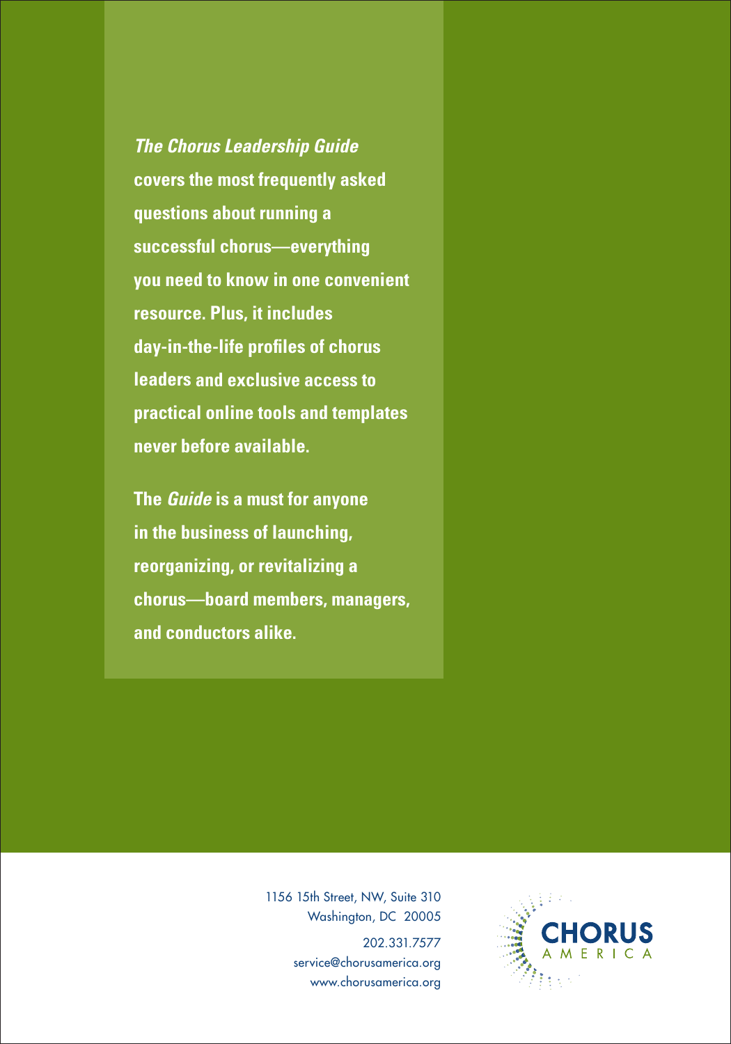***The Chorus Leadership Guide*** **covers the most frequently asked questions about running a successful chorus—everything you need to know in one convenient resource. Plus, it includes day-in-the-life profiles of chorus leaders and exclusive access to practical online tools and templates never before available.**

**The *Guide* is a must for anyone in the business of launching, reorganizing, or revitalizing a chorus—board members, managers, and conductors alike.**

1156 15th Street, NW, Suite 310
Washington, DC 20005

202.331.7577
service@chorusamerica.org
www.chorusamerica.org

CHORUS AMERICA